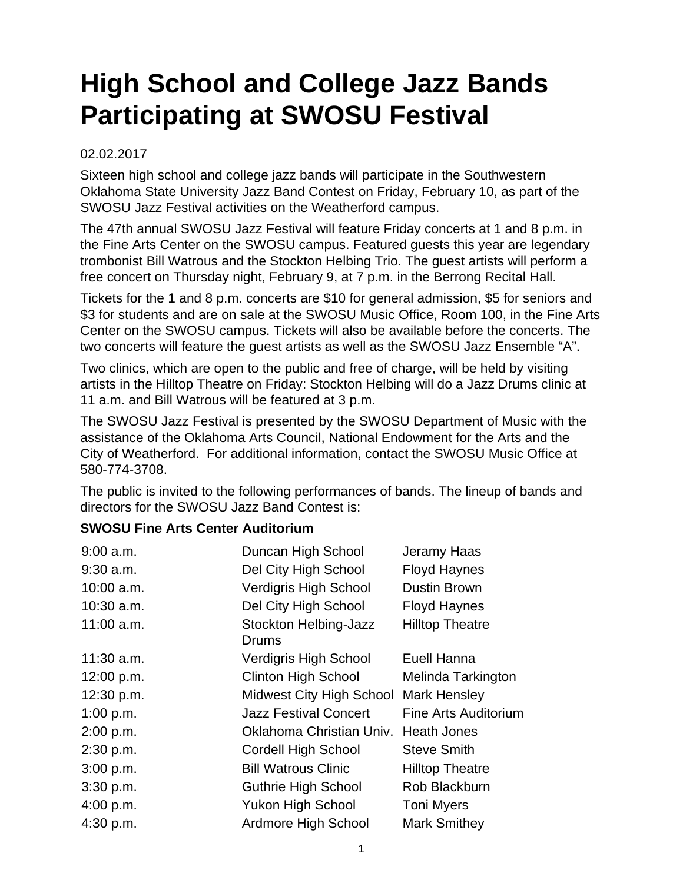# High School and College Jazz Bands Participating at SWOSU Festival

02.02.2017

Sixteen high school and college jazz bands will participate in the Southwestern Oklahoma State University Jazz Band Contest on Friday, February 10, as part of the SWOSU Jazz Festival activities on the Weatherford campus.

The 47th annual SWOSU Jazz Festival will feature Friday concerts at 1 and 8 p.m. in the Fine Arts Center on the SWOSU campus. Featured guests this year are legendary trombonist Bill Watrous and the Stockton Helbing Trio. The guest artists will perform a free concert on Thursday night, February 9, at 7 p.m. in the Berrong Recital Hall.

Tickets for the 1 and 8 p.m. concerts are $10 for general admission, $5 for seniors and $3 for students and are on sale at the SWOSU Music Office, Room 100, in the Fine Arts Center on the SWOSU campus. Tickets will also be available before the concerts. The two concerts will feature the guest artists as well as the SWOSU Jazz Ensemble "A".

Two clinics, which are open to the public and free of charge, will be held by visiting artists in the Hilltop Theatre on Friday: Stockton Helbing will do a Jazz Drums clinic at 11 a.m. and Bill Watrous will be featured at 3 p.m.

The SWOSU Jazz Festival is presented by the SWOSU Department of Music with the assistance of the Oklahoma Arts Council, National Endowment for the Arts and the City of Weatherford. For additional information, contact the SWOSU Music Office at 580-774-3708.

The public is invited to the following performances of bands. The lineup of bands and directors for the SWOSU Jazz Band Contest is:

**SWOSU Fine Arts Center Auditorium**

| Time | Band | Director |
|---|---|---|
| 9:00 a.m. | Duncan High School | Jeramy Haas |
| 9:30 a.m. | Del City High School | Floyd Haynes |
| 10:00 a.m. | Verdigris High School | Dustin Brown |
| 10:30 a.m. | Del City High School | Floyd Haynes |
| 11:00 a.m. | Stockton Helbing-Jazz Drums | Hilltop Theatre |
| 11:30 a.m. | Verdigris High School | Euell Hanna |
| 12:00 p.m. | Clinton High School | Melinda Tarkington |
| 12:30 p.m. | Midwest City High School | Mark Hensley |
| 1:00 p.m. | Jazz Festival Concert | Fine Arts Auditorium |
| 2:00 p.m. | Oklahoma Christian Univ. | Heath Jones |
| 2:30 p.m. | Cordell High School | Steve Smith |
| 3:00 p.m. | Bill Watrous Clinic | Hilltop Theatre |
| 3:30 p.m. | Guthrie High School | Rob Blackburn |
| 4:00 p.m. | Yukon High School | Toni Myers |
| 4:30 p.m. | Ardmore High School | Mark Smithey |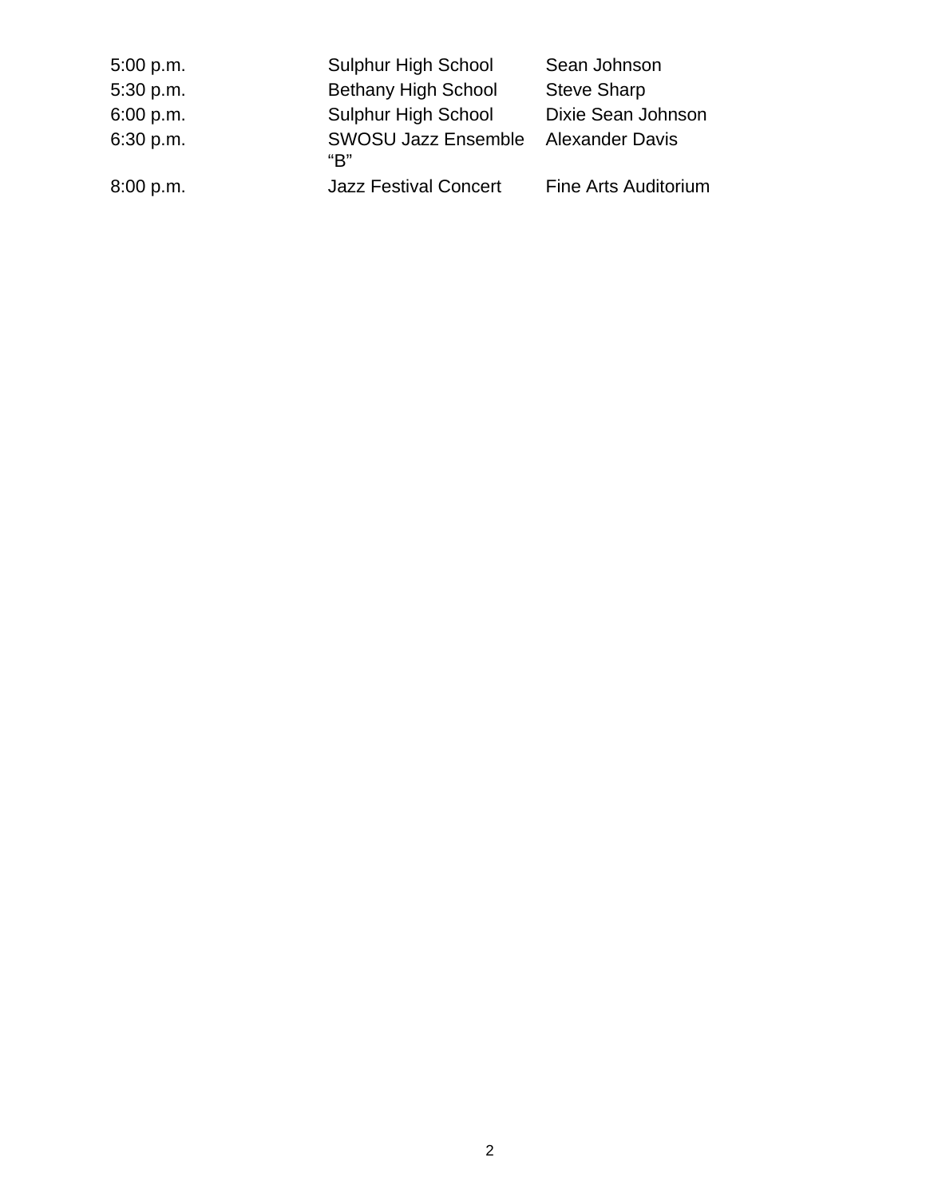| | | |
|---|---|---|
| 5:00 p.m. | Sulphur High School | Sean Johnson |
| 5:30 p.m. | Bethany High School | Steve Sharp |
| 6:00 p.m. | Sulphur High School | Dixie Sean Johnson |
| 6:30 p.m. | SWOSU Jazz Ensemble “B” | Alexander Davis |
| 8:00 p.m. | Jazz Festival Concert | Fine Arts Auditorium |